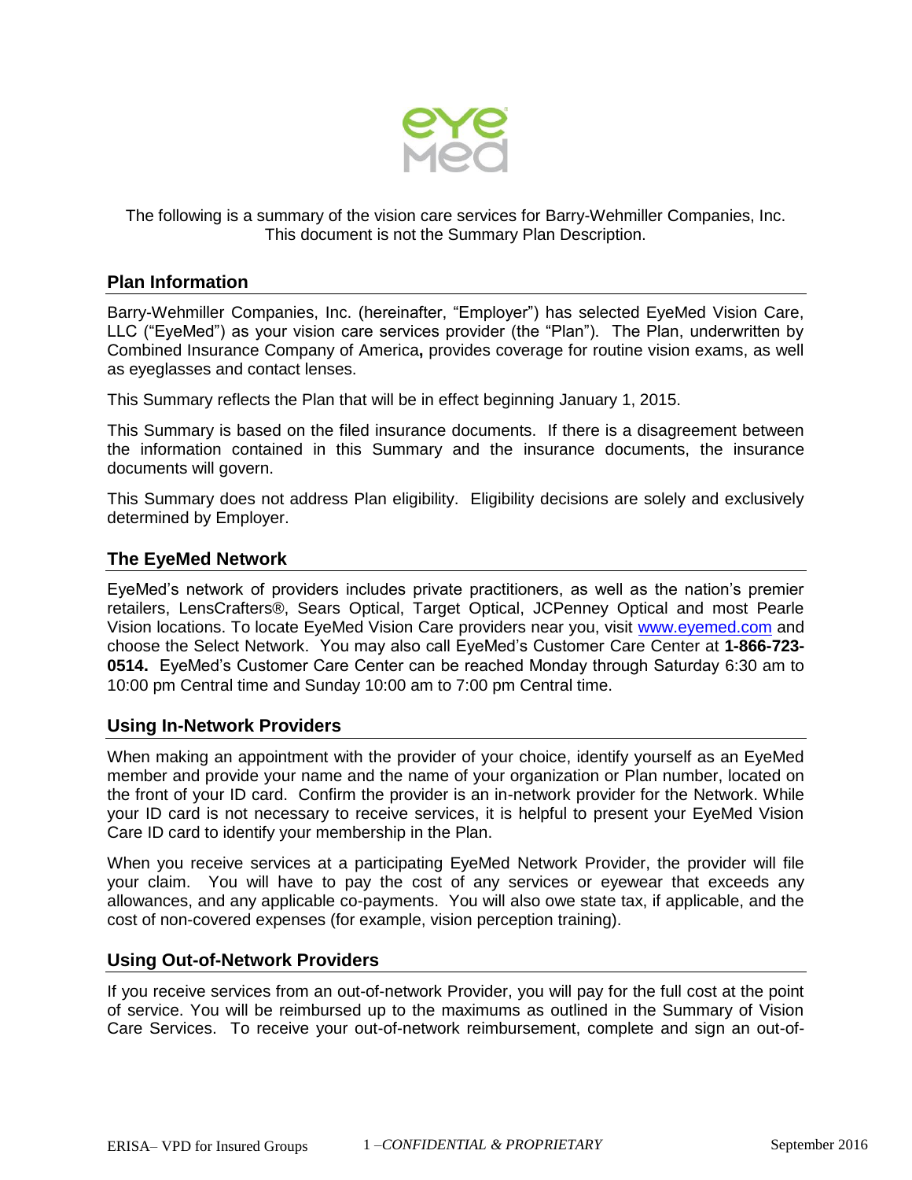The following is a summary of the vision care services for Barry-Wehmiller Companies, Inc. This document is not the Summary Plan Description.

## Plan Information

Barry-Wehmiller Companies, Inc. (hereinafter, "Employer") has selected EyeMed Vision Care, LLC ("EyeMed") as your vision care services provider (the "Plan"). The Plan, underwritten by Combined Insurance Company of America**,** provides coverage for routine vision exams, as well as eyeglasses and contact lenses.

This Summary reflects the Plan that will be in effect beginning January 1, 2015.

This Summary is based on the filed insurance documents. If there is a disagreement between the information contained in this Summary and the insurance documents, the insurance documents will govern.

This Summary does not address Plan eligibility. Eligibility decisions are solely and exclusively determined by Employer.

## The EyeMed Network

EyeMed's network of providers includes private practitioners, as well as the nation's premier retailers, LensCrafters®, Sears Optical, Target Optical, JCPenney Optical and most Pearle Vision locations. To locate EyeMed Vision Care providers near you, visit www.eyemed.com and choose the Select Network. You may also call EyeMed's Customer Care Center at **1-866-723-0514.** EyeMed's Customer Care Center can be reached Monday through Saturday 6:30 am to 10:00 pm Central time and Sunday 10:00 am to 7:00 pm Central time.

## Using In-Network Providers

When making an appointment with the provider of your choice, identify yourself as an EyeMed member and provide your name and the name of your organization or Plan number, located on the front of your ID card. Confirm the provider is an in-network provider for the Network. While your ID card is not necessary to receive services, it is helpful to present your EyeMed Vision Care ID card to identify your membership in the Plan.

When you receive services at a participating EyeMed Network Provider, the provider will file your claim. You will have to pay the cost of any services or eyewear that exceeds any allowances, and any applicable co-payments. You will also owe state tax, if applicable, and the cost of non-covered expenses (for example, vision perception training).

## Using Out-of-Network Providers

If you receive services from an out-of-network Provider, you will pay for the full cost at the point of service. You will be reimbursed up to the maximums as outlined in the Summary of Vision Care Services. To receive your out-of-network reimbursement, complete and sign an out-of-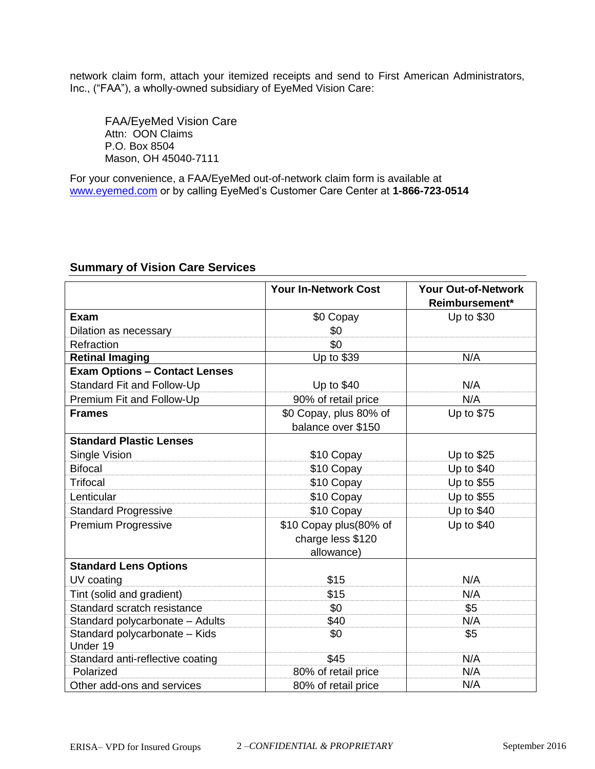network claim form, attach your itemized receipts and send to First American Administrators, Inc., ("FAA"), a wholly-owned subsidiary of EyeMed Vision Care:

FAA/EyeMed Vision Care
Attn: OON Claims
P.O. Box 8504
Mason, OH 45040-7111

For your convenience, a FAA/EyeMed out-of-network claim form is available at www.eyemed.com or by calling EyeMed's Customer Care Center at **1-866-723-0514**

## Summary of Vision Care Services

| | **Your In-Network Cost** | **Your Out-of-Network Reimbursement*** |
|---|---|---|
| **Exam** | $0 Copay | Up to $30 |
| Dilation as necessary | $0 | |
| Refraction | $0 | |
| **Retinal Imaging** | Up to $39 | N/A |
| **Exam Options – Contact Lenses** | | |
| Standard Fit and Follow-Up | Up to $40 | N/A |
| Premium Fit and Follow-Up | 90% of retail price | N/A |
| **Frames** | $0 Copay, plus 80% of balance over $150 | Up to $75 |
| **Standard Plastic Lenses** | | |
| Single Vision | $10 Copay | Up to $25 |
| Bifocal | $10 Copay | Up to $40 |
| Trifocal | $10 Copay | Up to $55 |
| Lenticular | $10 Copay | Up to $55 |
| Standard Progressive | $10 Copay | Up to $40 |
| Premium Progressive | $10 Copay plus(80% of charge less $120 allowance) | Up to $40 |
| **Standard Lens Options** | | |
| UV coating | $15 | N/A |
| Tint (solid and gradient) | $15 | N/A |
| Standard scratch resistance | $0 | $5 |
| Standard polycarbonate – Adults | $40 | N/A |
| Standard polycarbonate – Kids Under 19 | $0 | $5 |
| Standard anti-reflective coating | $45 | N/A |
| Polarized | 80% of retail price | N/A |
| Other add-ons and services | 80% of retail price | N/A |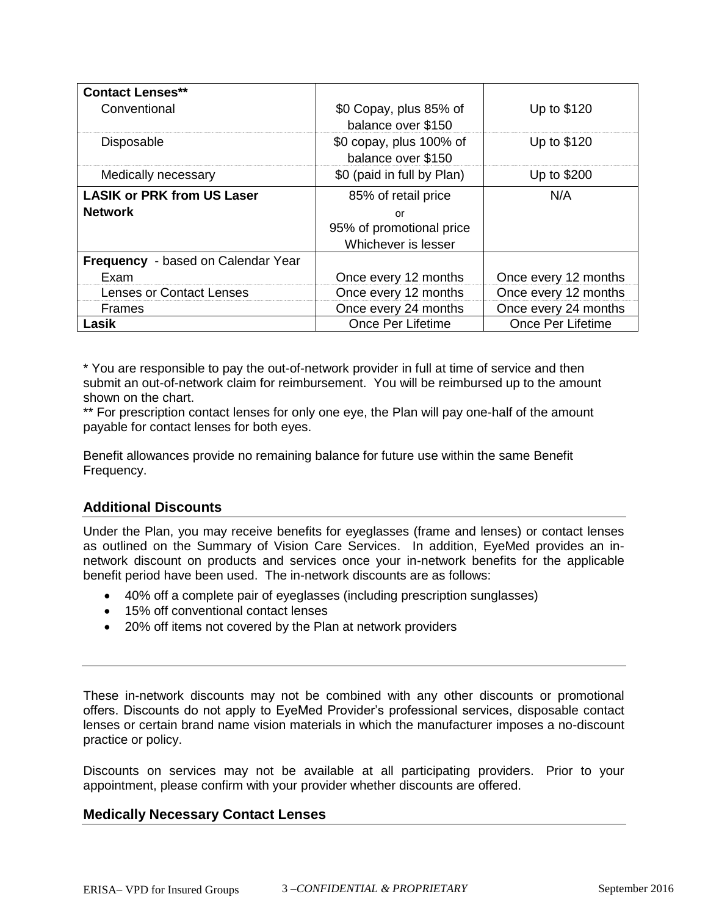| | | |
|---|---|---|
| **Contact Lenses**** | | |
| Conventional | $0 Copay, plus 85% of balance over $150 | Up to $120 |
| Disposable | $0 copay, plus 100% of balance over $150 | Up to $120 |
| Medically necessary | $0 (paid in full by Plan) | Up to $200 |
| **LASIK or PRK from US Laser Network** | 85% of retail price or 95% of promotional price Whichever is lesser | N/A |
| **Frequency** - based on Calendar Year | | |
| Exam | Once every 12 months | Once every 12 months |
| Lenses or Contact Lenses | Once every 12 months | Once every 12 months |
| Frames | Once every 24 months | Once every 24 months |
| **Lasik** | Once Per Lifetime | Once Per Lifetime |

* You are responsible to pay the out-of-network provider in full at time of service and then submit an out-of-network claim for reimbursement. You will be reimbursed up to the amount shown on the chart.
** For prescription contact lenses for only one eye, the Plan will pay one-half of the amount payable for contact lenses for both eyes.

Benefit allowances provide no remaining balance for future use within the same Benefit Frequency.

## Additional Discounts

Under the Plan, you may receive benefits for eyeglasses (frame and lenses) or contact lenses as outlined on the Summary of Vision Care Services. In addition, EyeMed provides an in-network discount on products and services once your in-network benefits for the applicable benefit period have been used. The in-network discounts are as follows:

- 40% off a complete pair of eyeglasses (including prescription sunglasses)
- 15% off conventional contact lenses
- 20% off items not covered by the Plan at network providers

These in-network discounts may not be combined with any other discounts or promotional offers. Discounts do not apply to EyeMed Provider's professional services, disposable contact lenses or certain brand name vision materials in which the manufacturer imposes a no-discount practice or policy.

Discounts on services may not be available at all participating providers. Prior to your appointment, please confirm with your provider whether discounts are offered.

## Medically Necessary Contact Lenses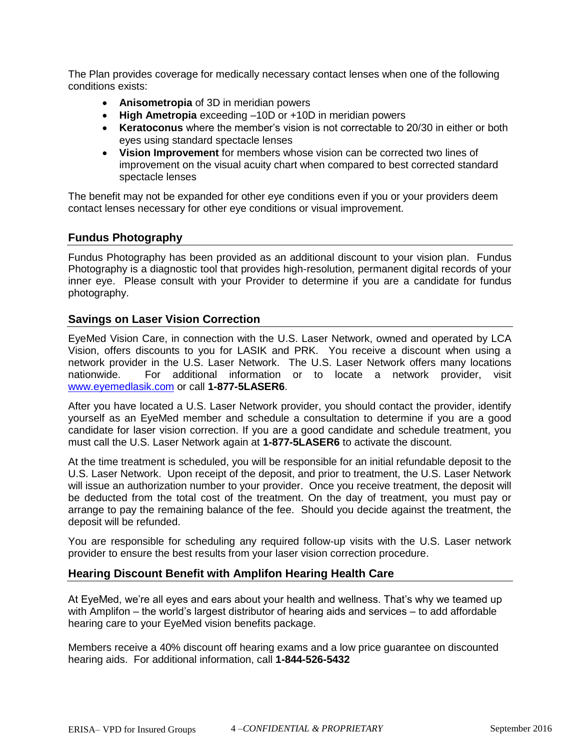The Plan provides coverage for medically necessary contact lenses when one of the following conditions exists:

- **Anisometropia** of 3D in meridian powers
- **High Ametropia** exceeding –10D or +10D in meridian powers
- **Keratoconus** where the member's vision is not correctable to 20/30 in either or both eyes using standard spectacle lenses
- **Vision Improvement** for members whose vision can be corrected two lines of improvement on the visual acuity chart when compared to best corrected standard spectacle lenses

The benefit may not be expanded for other eye conditions even if you or your providers deem contact lenses necessary for other eye conditions or visual improvement.

## Fundus Photography

Fundus Photography has been provided as an additional discount to your vision plan. Fundus Photography is a diagnostic tool that provides high-resolution, permanent digital records of your inner eye. Please consult with your Provider to determine if you are a candidate for fundus photography.

## Savings on Laser Vision Correction

EyeMed Vision Care, in connection with the U.S. Laser Network, owned and operated by LCA Vision, offers discounts to you for LASIK and PRK. You receive a discount when using a network provider in the U.S. Laser Network. The U.S. Laser Network offers many locations nationwide. For additional information or to locate a network provider, visit www.eyemedlasik.com or call **1-877-5LASER6**.

After you have located a U.S. Laser Network provider, you should contact the provider, identify yourself as an EyeMed member and schedule a consultation to determine if you are a good candidate for laser vision correction. If you are a good candidate and schedule treatment, you must call the U.S. Laser Network again at **1-877-5LASER6** to activate the discount.

At the time treatment is scheduled, you will be responsible for an initial refundable deposit to the U.S. Laser Network. Upon receipt of the deposit, and prior to treatment, the U.S. Laser Network will issue an authorization number to your provider. Once you receive treatment, the deposit will be deducted from the total cost of the treatment. On the day of treatment, you must pay or arrange to pay the remaining balance of the fee. Should you decide against the treatment, the deposit will be refunded.

You are responsible for scheduling any required follow-up visits with the U.S. Laser network provider to ensure the best results from your laser vision correction procedure.

## Hearing Discount Benefit with Amplifon Hearing Health Care

At EyeMed, we're all eyes and ears about your health and wellness. That's why we teamed up with Amplifon – the world's largest distributor of hearing aids and services – to add affordable hearing care to your EyeMed vision benefits package.

Members receive a 40% discount off hearing exams and a low price guarantee on discounted hearing aids. For additional information, call **1-844-526-5432**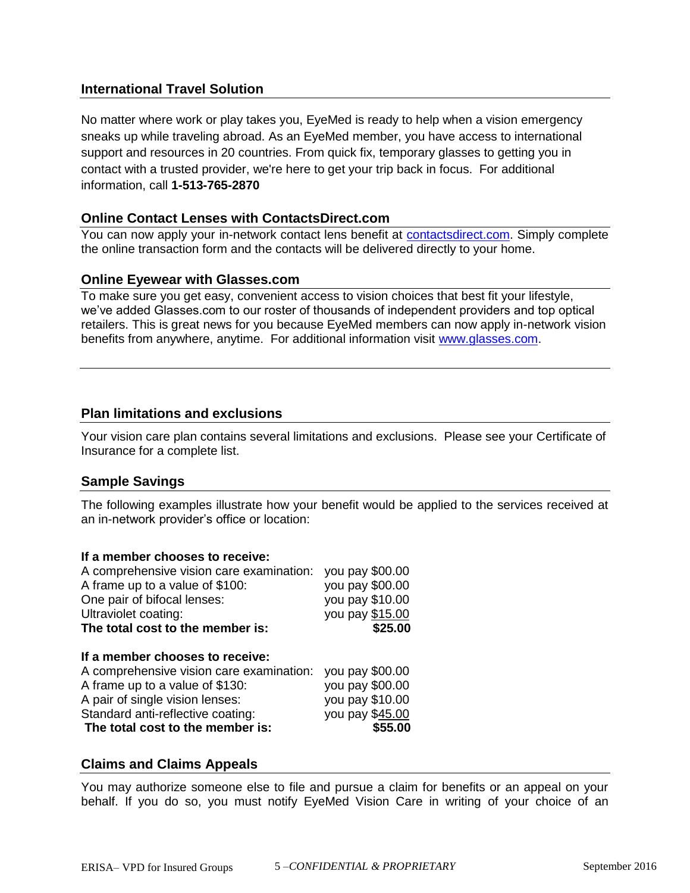## International Travel Solution

No matter where work or play takes you, EyeMed is ready to help when a vision emergency sneaks up while traveling abroad. As an EyeMed member, you have access to international support and resources in 20 countries. From quick fix, temporary glasses to getting you in contact with a trusted provider, we're here to get your trip back in focus. For additional information, call **1-513-765-2870**

## Online Contact Lenses with ContactsDirect.com

You can now apply your in-network contact lens benefit at contactsdirect.com. Simply complete the online transaction form and the contacts will be delivered directly to your home.

## Online Eyewear with Glasses.com

To make sure you get easy, convenient access to vision choices that best fit your lifestyle, we've added Glasses.com to our roster of thousands of independent providers and top optical retailers. This is great news for you because EyeMed members can now apply in-network vision benefits from anywhere, anytime. For additional information visit www.glasses.com.

## Plan limitations and exclusions

Your vision care plan contains several limitations and exclusions. Please see your Certificate of Insurance for a complete list.

## Sample Savings

The following examples illustrate how your benefit would be applied to the services received at an in-network provider's office or location:

| **If a member chooses to receive:** | |
|---|---|
| A comprehensive vision care examination: | you pay $00.00 |
| A frame up to a value of $100: | you pay $00.00 |
| One pair of bifocal lenses: | you pay $10.00 |
| Ultraviolet coating: | you pay $15.00 |
| **The total cost to the member is:** | **$25.00** |

| **If a member chooses to receive:** | |
|---|---|
| A comprehensive vision care examination: | you pay $00.00 |
| A frame up to a value of $130: | you pay $00.00 |
| A pair of single vision lenses: | you pay $10.00 |
| Standard anti-reflective coating: | you pay $45.00 |
| **The total cost to the member is:** | **$55.00** |

## Claims and Claims Appeals

You may authorize someone else to file and pursue a claim for benefits or an appeal on your behalf. If you do so, you must notify EyeMed Vision Care in writing of your choice of an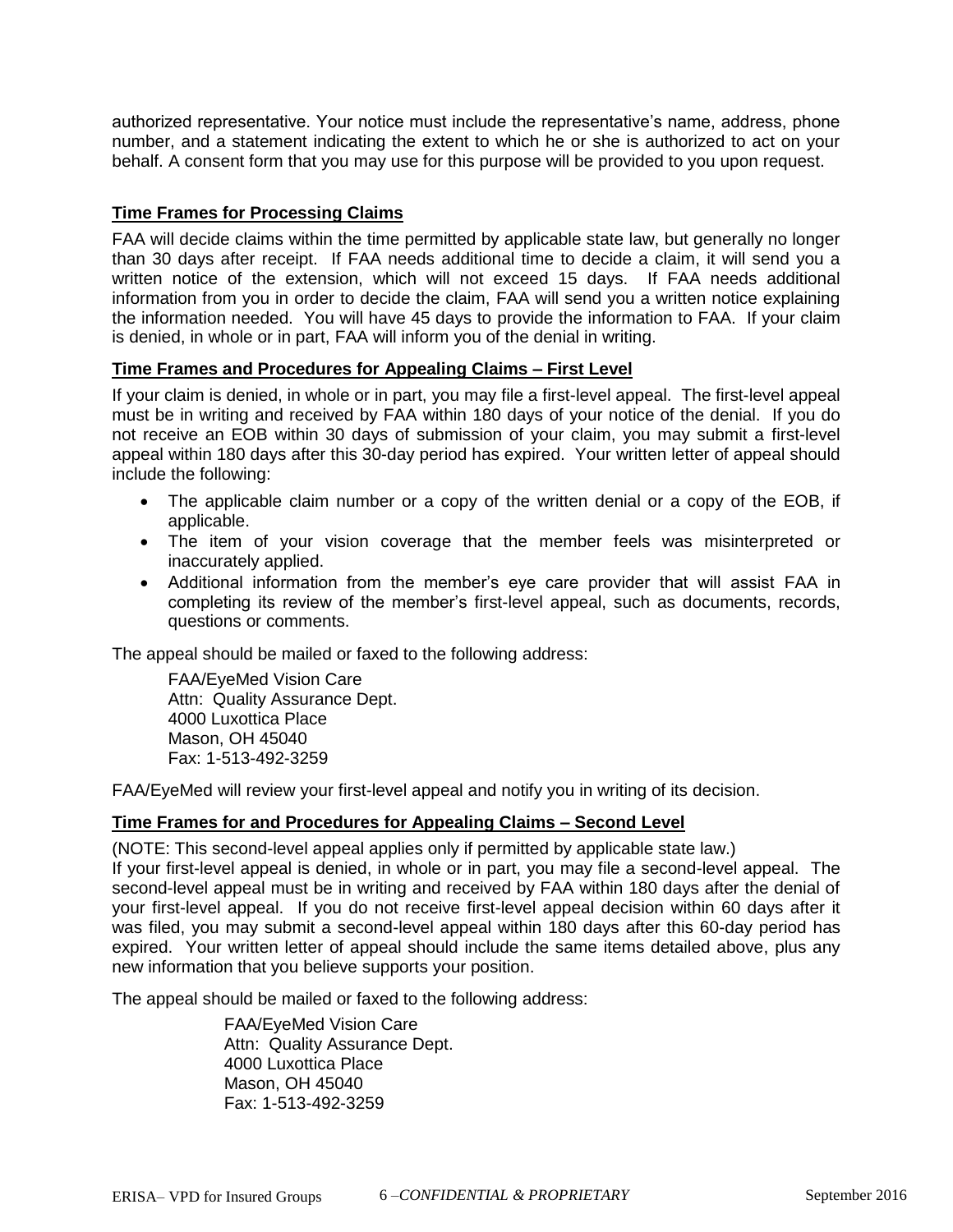authorized representative. Your notice must include the representative's name, address, phone number, and a statement indicating the extent to which he or she is authorized to act on your behalf. A consent form that you may use for this purpose will be provided to you upon request.

## Time Frames for Processing Claims

FAA will decide claims within the time permitted by applicable state law, but generally no longer than 30 days after receipt. If FAA needs additional time to decide a claim, it will send you a written notice of the extension, which will not exceed 15 days. If FAA needs additional information from you in order to decide the claim, FAA will send you a written notice explaining the information needed. You will have 45 days to provide the information to FAA. If your claim is denied, in whole or in part, FAA will inform you of the denial in writing.

## Time Frames and Procedures for Appealing Claims – First Level

If your claim is denied, in whole or in part, you may file a first-level appeal. The first-level appeal must be in writing and received by FAA within 180 days of your notice of the denial. If you do not receive an EOB within 30 days of submission of your claim, you may submit a first-level appeal within 180 days after this 30-day period has expired. Your written letter of appeal should include the following:

- The applicable claim number or a copy of the written denial or a copy of the EOB, if applicable.
- The item of your vision coverage that the member feels was misinterpreted or inaccurately applied.
- Additional information from the member's eye care provider that will assist FAA in completing its review of the member's first-level appeal, such as documents, records, questions or comments.

The appeal should be mailed or faxed to the following address:

FAA/EyeMed Vision Care
Attn: Quality Assurance Dept.
4000 Luxottica Place
Mason, OH 45040
Fax: 1-513-492-3259

FAA/EyeMed will review your first-level appeal and notify you in writing of its decision.

## Time Frames for and Procedures for Appealing Claims – Second Level

(NOTE: This second-level appeal applies only if permitted by applicable state law.)
If your first-level appeal is denied, in whole or in part, you may file a second-level appeal. The second-level appeal must be in writing and received by FAA within 180 days after the denial of your first-level appeal. If you do not receive first-level appeal decision within 60 days after it was filed, you may submit a second-level appeal within 180 days after this 60-day period has expired. Your written letter of appeal should include the same items detailed above, plus any new information that you believe supports your position.

The appeal should be mailed or faxed to the following address:

FAA/EyeMed Vision Care
Attn: Quality Assurance Dept.
4000 Luxottica Place
Mason, OH 45040
Fax: 1-513-492-3259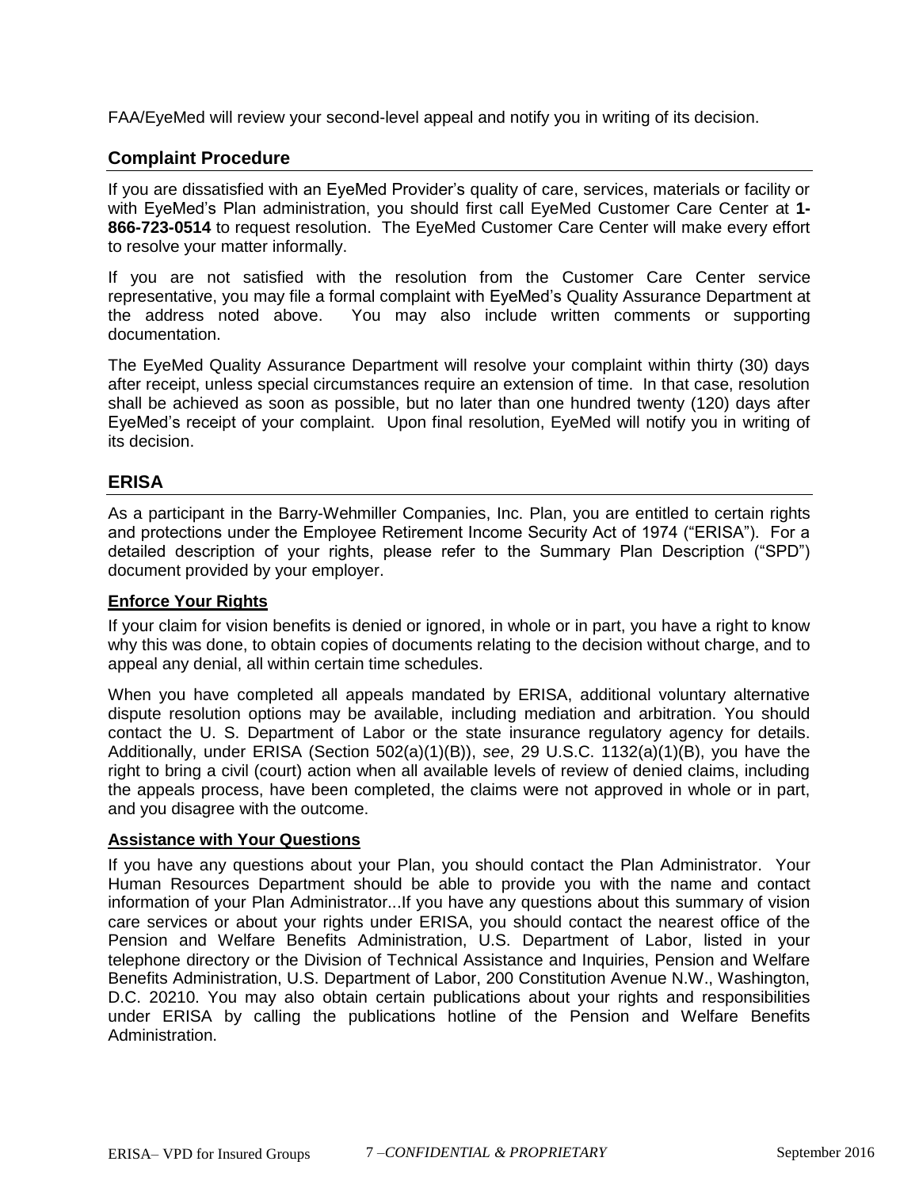FAA/EyeMed will review your second-level appeal and notify you in writing of its decision.

## Complaint Procedure

If you are dissatisfied with an EyeMed Provider's quality of care, services, materials or facility or with EyeMed's Plan administration, you should first call EyeMed Customer Care Center at **1-866-723-0514** to request resolution. The EyeMed Customer Care Center will make every effort to resolve your matter informally.

If you are not satisfied with the resolution from the Customer Care Center service representative, you may file a formal complaint with EyeMed's Quality Assurance Department at the address noted above. You may also include written comments or supporting documentation.

The EyeMed Quality Assurance Department will resolve your complaint within thirty (30) days after receipt, unless special circumstances require an extension of time. In that case, resolution shall be achieved as soon as possible, but no later than one hundred twenty (120) days after EyeMed's receipt of your complaint. Upon final resolution, EyeMed will notify you in writing of its decision.

## ERISA

As a participant in the Barry-Wehmiller Companies, Inc. Plan, you are entitled to certain rights and protections under the Employee Retirement Income Security Act of 1974 ("ERISA"). For a detailed description of your rights, please refer to the Summary Plan Description ("SPD") document provided by your employer.

### Enforce Your Rights

If your claim for vision benefits is denied or ignored, in whole or in part, you have a right to know why this was done, to obtain copies of documents relating to the decision without charge, and to appeal any denial, all within certain time schedules.

When you have completed all appeals mandated by ERISA, additional voluntary alternative dispute resolution options may be available, including mediation and arbitration. You should contact the U. S. Department of Labor or the state insurance regulatory agency for details. Additionally, under ERISA (Section 502(a)(1)(B)), *see*, 29 U.S.C. 1132(a)(1)(B), you have the right to bring a civil (court) action when all available levels of review of denied claims, including the appeals process, have been completed, the claims were not approved in whole or in part, and you disagree with the outcome.

### Assistance with Your Questions

If you have any questions about your Plan, you should contact the Plan Administrator. Your Human Resources Department should be able to provide you with the name and contact information of your Plan Administrator...If you have any questions about this summary of vision care services or about your rights under ERISA, you should contact the nearest office of the Pension and Welfare Benefits Administration, U.S. Department of Labor, listed in your telephone directory or the Division of Technical Assistance and Inquiries, Pension and Welfare Benefits Administration, U.S. Department of Labor, 200 Constitution Avenue N.W., Washington, D.C. 20210. You may also obtain certain publications about your rights and responsibilities under ERISA by calling the publications hotline of the Pension and Welfare Benefits Administration.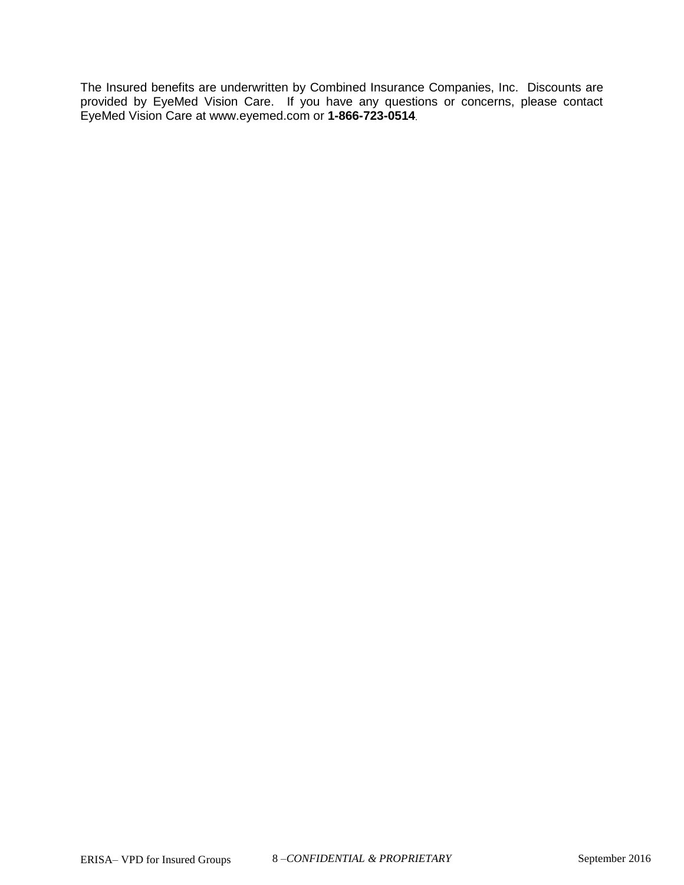The Insured benefits are underwritten by Combined Insurance Companies, Inc. Discounts are provided by EyeMed Vision Care. If you have any questions or concerns, please contact EyeMed Vision Care at www.eyemed.com or **1-866-723-0514**.